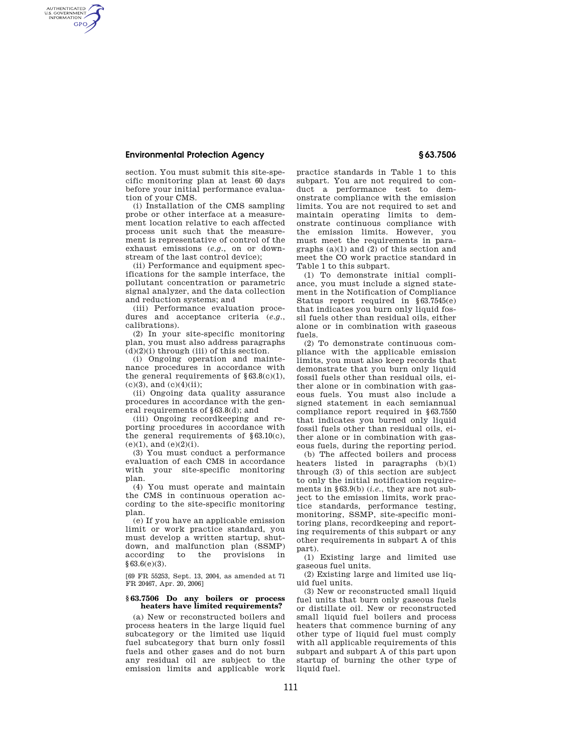section. You must submit this site-specific monitoring plan at least 60 days before your initial performance evaluation of your CMS.

(i) Installation of the CMS sampling probe or other interface at a measurement location relative to each affected process unit such that the measurement is representative of control of the exhaust emissions (*e.g.*, on or downstream of the last control device);

(ii) Performance and equipment specifications for the sample interface, the pollutant concentration or parametric signal analyzer, and the data collection and reduction systems; and

(iii) Performance evaluation procedures and acceptance criteria (*e.g.*, calibrations).

(2) In your site-specific monitoring plan, you must also address paragraphs (d)(2)(i) through (iii) of this section.

(i) Ongoing operation and maintenance procedures in accordance with the general requirements of §63.8(c)(1), (c)(3), and (c)(4)(ii);

(ii) Ongoing data quality assurance procedures in accordance with the general requirements of §63.8(d); and

(iii) Ongoing recordkeeping and reporting procedures in accordance with the general requirements of §63.10(c), (e)(1), and (e)(2)(i).

(3) You must conduct a performance evaluation of each CMS in accordance with your site-specific monitoring plan.

(4) You must operate and maintain the CMS in continuous operation according to the site-specific monitoring plan.

(e) If you have an applicable emission limit or work practice standard, you must develop a written startup, shutdown, and malfunction plan (SSMP) according to the provisions in §63.6(e)(3).

[69 FR 55253, Sept. 13, 2004, as amended at 71 FR 20467, Apr. 20, 2006]

### §63.7506 Do any boilers or process heaters have limited requirements?

(a) New or reconstructed boilers and process heaters in the large liquid fuel subcategory or the limited use liquid fuel subcategory that burn only fossil fuels and other gases and do not burn any residual oil are subject to the emission limits and applicable work practice standards in Table 1 to this subpart. You are not required to conduct a performance test to demonstrate compliance with the emission limits. You are not required to set and maintain operating limits to demonstrate continuous compliance with the emission limits. However, you must meet the requirements in paragraphs (a)(1) and (2) of this section and meet the CO work practice standard in Table 1 to this subpart.

(1) To demonstrate initial compliance, you must include a signed statement in the Notification of Compliance Status report required in §63.7545(e) that indicates you burn only liquid fossil fuels other than residual oils, either alone or in combination with gaseous fuels.

(2) To demonstrate continuous compliance with the applicable emission limits, you must also keep records that demonstrate that you burn only liquid fossil fuels other than residual oils, either alone or in combination with gaseous fuels. You must also include a signed statement in each semiannual compliance report required in §63.7550 that indicates you burned only liquid fossil fuels other than residual oils, either alone or in combination with gaseous fuels, during the reporting period.

(b) The affected boilers and process heaters listed in paragraphs (b)(1) through (3) of this section are subject to only the initial notification requirements in §63.9(b) (*i.e.*, they are not subject to the emission limits, work practice standards, performance testing, monitoring, SSMP, site-specific monitoring plans, recordkeeping and reporting requirements of this subpart or any other requirements in subpart A of this part).

(1) Existing large and limited use gaseous fuel units.

(2) Existing large and limited use liquid fuel units.

(3) New or reconstructed small liquid fuel units that burn only gaseous fuels or distillate oil. New or reconstructed small liquid fuel boilers and process heaters that commence burning of any other type of liquid fuel must comply with all applicable requirements of this subpart and subpart A of this part upon startup of burning the other type of liquid fuel.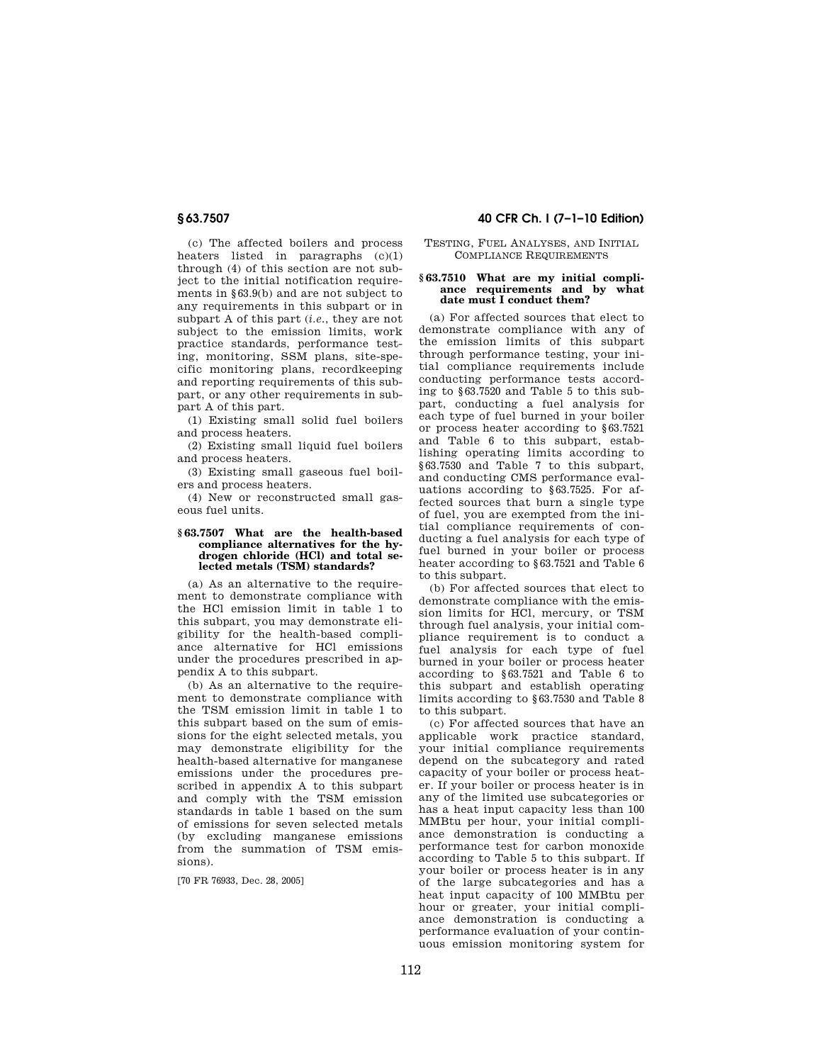(c) The affected boilers and process heaters listed in paragraphs (c)(1) through (4) of this section are not subject to the initial notification requirements in §63.9(b) and are not subject to any requirements in this subpart or in subpart A of this part (*i.e.*, they are not subject to the emission limits, work practice standards, performance testing, monitoring, SSM plans, site-specific monitoring plans, recordkeeping and reporting requirements of this subpart, or any other requirements in subpart A of this part.

(1) Existing small solid fuel boilers and process heaters.

(2) Existing small liquid fuel boilers and process heaters.

(3) Existing small gaseous fuel boilers and process heaters.

(4) New or reconstructed small gaseous fuel units.

### §63.7507 What are the health-based compliance alternatives for the hydrogen chloride (HCl) and total selected metals (TSM) standards?

(a) As an alternative to the requirement to demonstrate compliance with the HCl emission limit in table 1 to this subpart, you may demonstrate eligibility for the health-based compliance alternative for HCl emissions under the procedures prescribed in appendix A to this subpart.

(b) As an alternative to the requirement to demonstrate compliance with the TSM emission limit in table 1 to this subpart based on the sum of emissions for the eight selected metals, you may demonstrate eligibility for the health-based alternative for manganese emissions under the procedures prescribed in appendix A to this subpart and comply with the TSM emission standards in table 1 based on the sum of emissions for seven selected metals (by excluding manganese emissions from the summation of TSM emissions).

[70 FR 76933, Dec. 28, 2005]

## TESTING, FUEL ANALYSES, AND INITIAL COMPLIANCE REQUIREMENTS

### §63.7510 What are my initial compliance requirements and by what date must I conduct them?

(a) For affected sources that elect to demonstrate compliance with any of the emission limits of this subpart through performance testing, your initial compliance requirements include conducting performance tests according to §63.7520 and Table 5 to this subpart, conducting a fuel analysis for each type of fuel burned in your boiler or process heater according to §63.7521 and Table 6 to this subpart, establishing operating limits according to §63.7530 and Table 7 to this subpart, and conducting CMS performance evaluations according to §63.7525. For affected sources that burn a single type of fuel, you are exempted from the initial compliance requirements of conducting a fuel analysis for each type of fuel burned in your boiler or process heater according to §63.7521 and Table 6 to this subpart.

(b) For affected sources that elect to demonstrate compliance with the emission limits for HCl, mercury, or TSM through fuel analysis, your initial compliance requirement is to conduct a fuel analysis for each type of fuel burned in your boiler or process heater according to §63.7521 and Table 6 to this subpart and establish operating limits according to §63.7530 and Table 8 to this subpart.

(c) For affected sources that have an applicable work practice standard, your initial compliance requirements depend on the subcategory and rated capacity of your boiler or process heater. If your boiler or process heater is in any of the limited use subcategories or has a heat input capacity less than 100 MMBtu per hour, your initial compliance demonstration is conducting a performance test for carbon monoxide according to Table 5 to this subpart. If your boiler or process heater is in any of the large subcategories and has a heat input capacity of 100 MMBtu per hour or greater, your initial compliance demonstration is conducting a performance evaluation of your continuous emission monitoring system for